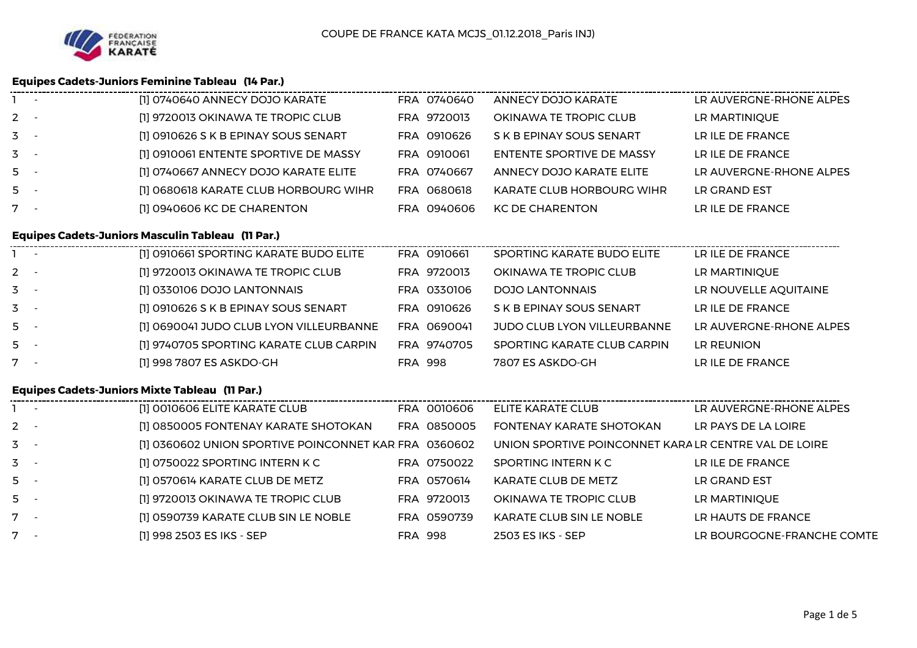COUPE DE FRANCE KATA MCJS_01.12.2018_Paris INJ)

### Equipes Cadets-Juniors Feminine Tableau (14 Par.)

| | | | | | |
|---|---|---|---|---|---|
| 1 | - | [1] 0740640 ANNECY DOJO KARATE | FRA 0740640 | ANNECY DOJO KARATE | LR AUVERGNE-RHONE ALPES |
| 2 | - | [1] 9720013 OKINAWA TE TROPIC CLUB | FRA 9720013 | OKINAWA TE TROPIC CLUB | LR MARTINIQUE |
| 3 | - | [1] 0910626 S K B EPINAY SOUS SENART | FRA 0910626 | S K B EPINAY SOUS SENART | LR ILE DE FRANCE |
| 3 | - | [1] 0910061 ENTENTE SPORTIVE DE MASSY | FRA 0910061 | ENTENTE SPORTIVE DE MASSY | LR ILE DE FRANCE |
| 5 | - | [1] 0740667 ANNECY DOJO KARATE ELITE | FRA 0740667 | ANNECY DOJO KARATE ELITE | LR AUVERGNE-RHONE ALPES |
| 5 | - | [1] 0680618 KARATE CLUB HORBOURG WIHR | FRA 0680618 | KARATE CLUB HORBOURG WIHR | LR GRAND EST |
| 7 | - | [1] 0940606 KC DE CHARENTON | FRA 0940606 | KC DE CHARENTON | LR ILE DE FRANCE |

### Equipes Cadets-Juniors Masculin Tableau (11 Par.)

| | | | | | |
|---|---|---|---|---|---|
| 1 | - | [1] 0910661 SPORTING KARATE BUDO ELITE | FRA 0910661 | SPORTING KARATE BUDO ELITE | LR ILE DE FRANCE |
| 2 | - | [1] 9720013 OKINAWA TE TROPIC CLUB | FRA 9720013 | OKINAWA TE TROPIC CLUB | LR MARTINIQUE |
| 3 | - | [1] 0330106 DOJO LANTONNAIS | FRA 0330106 | DOJO LANTONNAIS | LR NOUVELLE AQUITAINE |
| 3 | - | [1] 0910626 S K B EPINAY SOUS SENART | FRA 0910626 | S K B EPINAY SOUS SENART | LR ILE DE FRANCE |
| 5 | - | [1] 0690041 JUDO CLUB LYON VILLEURBANNE | FRA 0690041 | JUDO CLUB LYON VILLEURBANNE | LR AUVERGNE-RHONE ALPES |
| 5 | - | [1] 9740705 SPORTING KARATE CLUB CARPIN | FRA 9740705 | SPORTING KARATE CLUB CARPIN | LR REUNION |
| 7 | - | [1] 998 7807 ES ASKDO-GH | FRA 998 | 7807 ES ASKDO-GH | LR ILE DE FRANCE |

### Equipes Cadets-Juniors Mixte Tableau (11 Par.)

| | | | | | |
|---|---|---|---|---|---|
| 1 | - | [1] 0010606 ELITE KARATE CLUB | FRA 0010606 | ELITE KARATE CLUB | LR AUVERGNE-RHONE ALPES |
| 2 | - | [1] 0850005 FONTENAY KARATE SHOTOKAN | FRA 0850005 | FONTENAY KARATE SHOTOKAN | LR PAYS DE LA LOIRE |
| 3 | - | [1] 0360602 UNION SPORTIVE POINCONNET KAR | FRA 0360602 | UNION SPORTIVE POINCONNET KARA | LR CENTRE VAL DE LOIRE |
| 3 | - | [1] 0750022 SPORTING INTERN K C | FRA 0750022 | SPORTING INTERN K C | LR ILE DE FRANCE |
| 5 | - | [1] 0570614 KARATE CLUB DE METZ | FRA 0570614 | KARATE CLUB DE METZ | LR GRAND EST |
| 5 | - | [1] 9720013 OKINAWA TE TROPIC CLUB | FRA 9720013 | OKINAWA TE TROPIC CLUB | LR MARTINIQUE |
| 7 | - | [1] 0590739 KARATE CLUB SIN LE NOBLE | FRA 0590739 | KARATE CLUB SIN LE NOBLE | LR HAUTS DE FRANCE |
| 7 | - | [1] 998 2503 ES IKS - SEP | FRA 998 | 2503 ES IKS - SEP | LR BOURGOGNE-FRANCHE COMTE |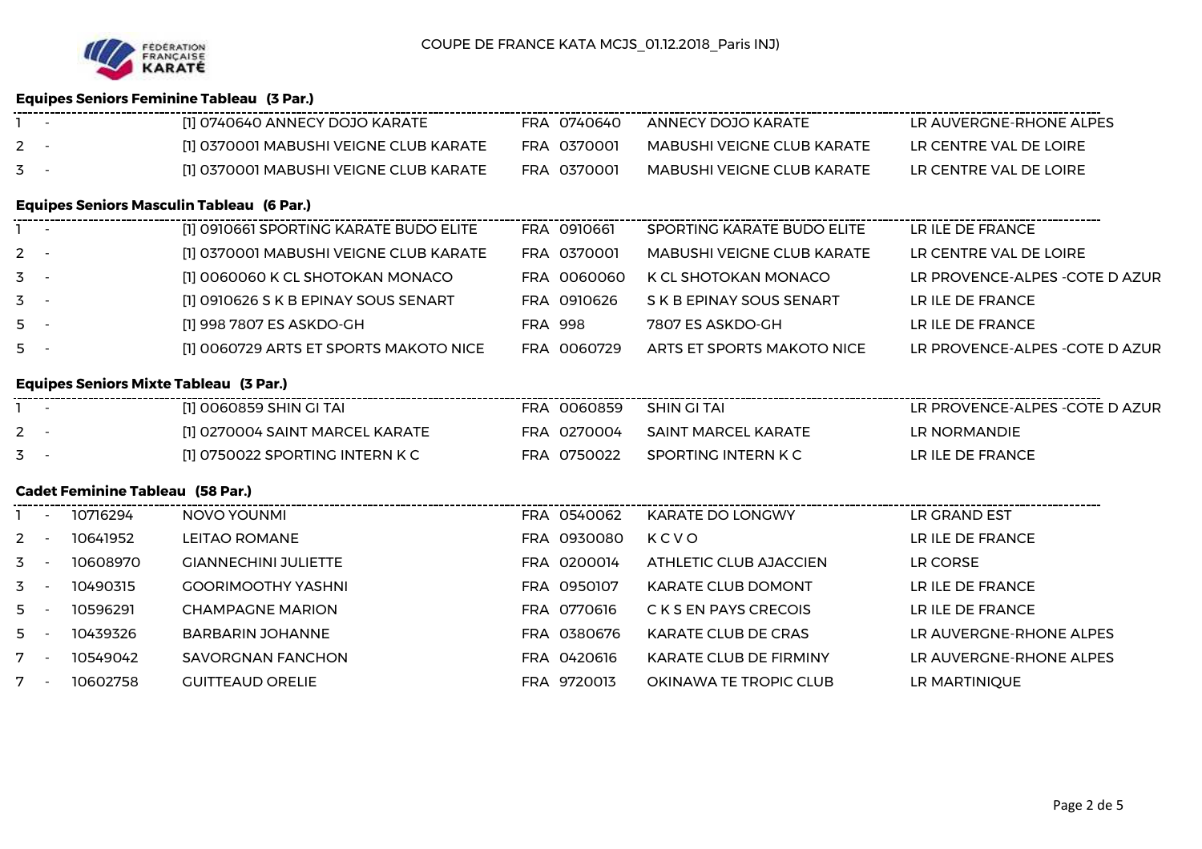COUPE DE FRANCE KATA MCJS_01.12.2018_Paris INJ)

**Equipes Seniors Feminine Tableau (3 Par.)**

| | | | | | | |
|---|---|---|---|---|---|---|
| 1 | - | [1] 0740640 ANNECY DOJO KARATE | FRA | 0740640 | ANNECY DOJO KARATE | LR AUVERGNE-RHONE ALPES |
| 2 | - | [1] 0370001 MABUSHI VEIGNE CLUB KARATE | FRA | 0370001 | MABUSHI VEIGNE CLUB KARATE | LR CENTRE VAL DE LOIRE |
| 3 | - | [1] 0370001 MABUSHI VEIGNE CLUB KARATE | FRA | 0370001 | MABUSHI VEIGNE CLUB KARATE | LR CENTRE VAL DE LOIRE |

**Equipes Seniors Masculin Tableau (6 Par.)**

| | | | | | | |
|---|---|---|---|---|---|---|
| 1 | - | [1] 0910661 SPORTING KARATE BUDO ELITE | FRA | 0910661 | SPORTING KARATE BUDO ELITE | LR ILE DE FRANCE |
| 2 | - | [1] 0370001 MABUSHI VEIGNE CLUB KARATE | FRA | 0370001 | MABUSHI VEIGNE CLUB KARATE | LR CENTRE VAL DE LOIRE |
| 3 | - | [1] 0060060 K CL SHOTOKAN MONACO | FRA | 0060060 | K CL SHOTOKAN MONACO | LR PROVENCE-ALPES -COTE D AZUR |
| 3 | - | [1] 0910626 S K B EPINAY SOUS SENART | FRA | 0910626 | S K B EPINAY SOUS SENART | LR ILE DE FRANCE |
| 5 | - | [1] 998 7807 ES ASKDO-GH | FRA | 998 | 7807 ES ASKDO-GH | LR ILE DE FRANCE |
| 5 | - | [1] 0060729 ARTS ET SPORTS MAKOTO NICE | FRA | 0060729 | ARTS ET SPORTS MAKOTO NICE | LR PROVENCE-ALPES -COTE D AZUR |

**Equipes Seniors Mixte Tableau (3 Par.)**

| | | | | | | |
|---|---|---|---|---|---|---|
| 1 | - | [1] 0060859 SHIN GI TAI | FRA | 0060859 | SHIN GI TAI | LR PROVENCE-ALPES -COTE D AZUR |
| 2 | - | [1] 0270004 SAINT MARCEL KARATE | FRA | 0270004 | SAINT MARCEL KARATE | LR NORMANDIE |
| 3 | - | [1] 0750022 SPORTING INTERN K C | FRA | 0750022 | SPORTING INTERN K C | LR ILE DE FRANCE |

**Cadet Feminine Tableau (58 Par.)**

| | | | | | | | |
|---|---|---|---|---|---|---|---|
| 1 | - | 10716294 | NOVO YOUNMI | FRA | 0540062 | KARATE DO LONGWY | LR GRAND EST |
| 2 | - | 10641952 | LEITAO ROMANE | FRA | 0930080 | K C V O | LR ILE DE FRANCE |
| 3 | - | 10608970 | GIANNECHINI JULIETTE | FRA | 0200014 | ATHLETIC CLUB AJACCIEN | LR CORSE |
| 3 | - | 10490315 | GOORIMOOTHY YASHNI | FRA | 0950107 | KARATE CLUB DOMONT | LR ILE DE FRANCE |
| 5 | - | 10596291 | CHAMPAGNE MARION | FRA | 0770616 | C K S EN PAYS CRECOIS | LR ILE DE FRANCE |
| 5 | - | 10439326 | BARBARIN JOHANNE | FRA | 0380676 | KARATE CLUB DE CRAS | LR AUVERGNE-RHONE ALPES |
| 7 | - | 10549042 | SAVORGNAN FANCHON | FRA | 0420616 | KARATE CLUB DE FIRMINY | LR AUVERGNE-RHONE ALPES |
| 7 | - | 10602758 | GUITTEAUD ORELIE | FRA | 9720013 | OKINAWA TE TROPIC CLUB | LR MARTINIQUE |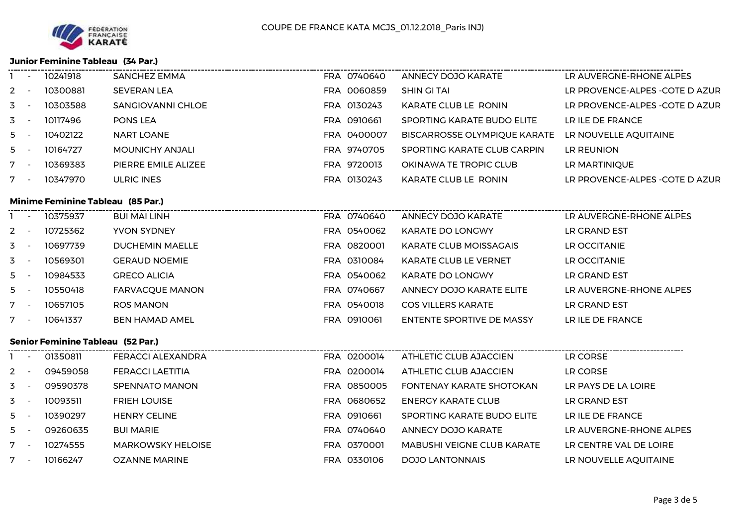COUPE DE FRANCE KATA MCJS_01.12.2018_Paris INJ)

### Junior Feminine Tableau (34 Par.)

| | | | | | | |
|---|---|---|---|---|---|---|
| 1 | - | 10241918 | SANCHEZ EMMA | FRA 0740640 | ANNECY DOJO KARATE | LR AUVERGNE-RHONE ALPES |
| 2 | - | 10300881 | SEVERAN LEA | FRA 0060859 | SHIN GI TAI | LR PROVENCE-ALPES -COTE D AZUR |
| 3 | - | 10303588 | SANGIOVANNI CHLOE | FRA 0130243 | KARATE CLUB LE RONIN | LR PROVENCE-ALPES -COTE D AZUR |
| 3 | - | 10117496 | PONS LEA | FRA 0910661 | SPORTING KARATE BUDO ELITE | LR ILE DE FRANCE |
| 5 | - | 10402122 | NART LOANE | FRA 0400007 | BISCARROSSE OLYMPIQUE KARATE | LR NOUVELLE AQUITAINE |
| 5 | - | 10164727 | MOUNICHY ANJALI | FRA 9740705 | SPORTING KARATE CLUB CARPIN | LR REUNION |
| 7 | - | 10369383 | PIERRE EMILE ALIZEE | FRA 9720013 | OKINAWA TE TROPIC CLUB | LR MARTINIQUE |
| 7 | - | 10347970 | ULRIC INES | FRA 0130243 | KARATE CLUB LE RONIN | LR PROVENCE-ALPES -COTE D AZUR |

### Minime Feminine Tableau (85 Par.)

| | | | | | | |
|---|---|---|---|---|---|---|
| 1 | - | 10375937 | BUI MAI LINH | FRA 0740640 | ANNECY DOJO KARATE | LR AUVERGNE-RHONE ALPES |
| 2 | - | 10725362 | YVON SYDNEY | FRA 0540062 | KARATE DO LONGWY | LR GRAND EST |
| 3 | - | 10697739 | DUCHEMIN MAELLE | FRA 0820001 | KARATE CLUB MOISSAGAIS | LR OCCITANIE |
| 3 | - | 10569301 | GERAUD NOEMIE | FRA 0310084 | KARATE CLUB LE VERNET | LR OCCITANIE |
| 5 | - | 10984533 | GRECO ALICIA | FRA 0540062 | KARATE DO LONGWY | LR GRAND EST |
| 5 | - | 10550418 | FARVACQUE MANON | FRA 0740667 | ANNECY DOJO KARATE ELITE | LR AUVERGNE-RHONE ALPES |
| 7 | - | 10657105 | ROS MANON | FRA 0540018 | COS VILLERS KARATE | LR GRAND EST |
| 7 | - | 10641337 | BEN HAMAD AMEL | FRA 0910061 | ENTENTE SPORTIVE DE MASSY | LR ILE DE FRANCE |

### Senior Feminine Tableau (52 Par.)

| | | | | | | |
|---|---|---|---|---|---|---|
| 1 | - | 01350811 | FERACCI ALEXANDRA | FRA 0200014 | ATHLETIC CLUB AJACCIEN | LR CORSE |
| 2 | - | 09459058 | FERACCI LAETITIA | FRA 0200014 | ATHLETIC CLUB AJACCIEN | LR CORSE |
| 3 | - | 09590378 | SPENNATO MANON | FRA 0850005 | FONTENAY KARATE SHOTOKAN | LR PAYS DE LA LOIRE |
| 3 | - | 10093511 | FRIEH LOUISE | FRA 0680652 | ENERGY KARATE CLUB | LR GRAND EST |
| 5 | - | 10390297 | HENRY CELINE | FRA 0910661 | SPORTING KARATE BUDO ELITE | LR ILE DE FRANCE |
| 5 | - | 09260635 | BUI MARIE | FRA 0740640 | ANNECY DOJO KARATE | LR AUVERGNE-RHONE ALPES |
| 7 | - | 10274555 | MARKOWSKY HELOISE | FRA 0370001 | MABUSHI VEIGNE CLUB KARATE | LR CENTRE VAL DE LOIRE |
| 7 | - | 10166247 | OZANNE MARINE | FRA 0330106 | DOJO LANTONNAIS | LR NOUVELLE AQUITAINE |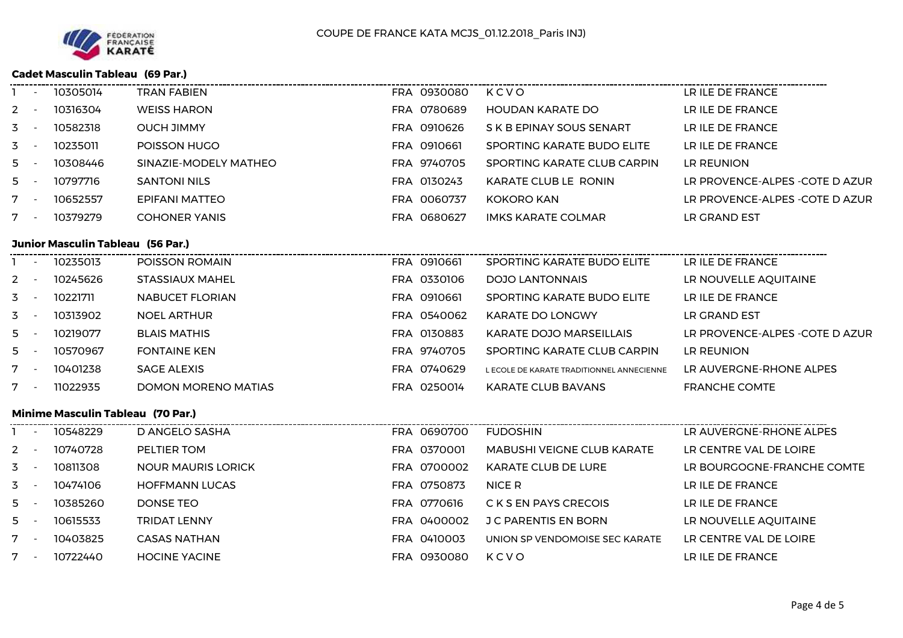COUPE DE FRANCE KATA MCJS_01.12.2018_Paris INJ)

### Cadet Masculin Tableau (69 Par.)

| | | | | | | |
|---|---|---|---|---|---|---|
| 1 | - | 10305014 | TRAN FABIEN | FRA 0930080 | K C V O | LR ILE DE FRANCE |
| 2 | - | 10316304 | WEISS HARON | FRA 0780689 | HOUDAN KARATE DO | LR ILE DE FRANCE |
| 3 | - | 10582318 | OUCH JIMMY | FRA 0910626 | S K B EPINAY SOUS SENART | LR ILE DE FRANCE |
| 3 | - | 10235011 | POISSON HUGO | FRA 0910661 | SPORTING KARATE BUDO ELITE | LR ILE DE FRANCE |
| 5 | - | 10308446 | SINAZIE-MODELY MATHEO | FRA 9740705 | SPORTING KARATE CLUB CARPIN | LR REUNION |
| 5 | - | 10797716 | SANTONI NILS | FRA 0130243 | KARATE CLUB LE RONIN | LR PROVENCE-ALPES -COTE D AZUR |
| 7 | - | 10652557 | EPIFANI MATTEO | FRA 0060737 | KOKORO KAN | LR PROVENCE-ALPES -COTE D AZUR |
| 7 | - | 10379279 | COHONER YANIS | FRA 0680627 | IMKS KARATE COLMAR | LR GRAND EST |

### Junior Masculin Tableau (56 Par.)

| | | | | | | |
|---|---|---|---|---|---|---|
| 1 | - | 10235013 | POISSON ROMAIN | FRA 0910661 | SPORTING KARATE BUDO ELITE | LR ILE DE FRANCE |
| 2 | - | 10245626 | STASSIAUX MAHEL | FRA 0330106 | DOJO LANTONNAIS | LR NOUVELLE AQUITAINE |
| 3 | - | 10221711 | NABUCET FLORIAN | FRA 0910661 | SPORTING KARATE BUDO ELITE | LR ILE DE FRANCE |
| 3 | - | 10313902 | NOEL ARTHUR | FRA 0540062 | KARATE DO LONGWY | LR GRAND EST |
| 5 | - | 10219077 | BLAIS MATHIS | FRA 0130883 | KARATE DOJO MARSEILLAIS | LR PROVENCE-ALPES -COTE D AZUR |
| 5 | - | 10570967 | FONTAINE KEN | FRA 9740705 | SPORTING KARATE CLUB CARPIN | LR REUNION |
| 7 | - | 10401238 | SAGE ALEXIS | FRA 0740629 | L ECOLE DE KARATE TRADITIONNEL ANNECIENNE | LR AUVERGNE-RHONE ALPES |
| 7 | - | 11022935 | DOMON MORENO MATIAS | FRA 0250014 | KARATE CLUB BAVANS | FRANCHE COMTE |

### Minime Masculin Tableau (70 Par.)

| | | | | | | |
|---|---|---|---|---|---|---|
| 1 | - | 10548229 | D ANGELO SASHA | FRA 0690700 | FUDOSHIN | LR AUVERGNE-RHONE ALPES |
| 2 | - | 10740728 | PELTIER TOM | FRA 0370001 | MABUSHI VEIGNE CLUB KARATE | LR CENTRE VAL DE LOIRE |
| 3 | - | 10811308 | NOUR MAURIS LORICK | FRA 0700002 | KARATE CLUB DE LURE | LR BOURGOGNE-FRANCHE COMTE |
| 3 | - | 10474106 | HOFFMANN LUCAS | FRA 0750873 | NICE R | LR ILE DE FRANCE |
| 5 | - | 10385260 | DONSE TEO | FRA 0770616 | C K S EN PAYS CRECOIS | LR ILE DE FRANCE |
| 5 | - | 10615533 | TRIDAT LENNY | FRA 0400002 | J C PARENTIS EN BORN | LR NOUVELLE AQUITAINE |
| 7 | - | 10403825 | CASAS NATHAN | FRA 0410003 | UNION SP VENDOMOISE SEC KARATE | LR CENTRE VAL DE LOIRE |
| 7 | - | 10722440 | HOCINE YACINE | FRA 0930080 | K C V O | LR ILE DE FRANCE |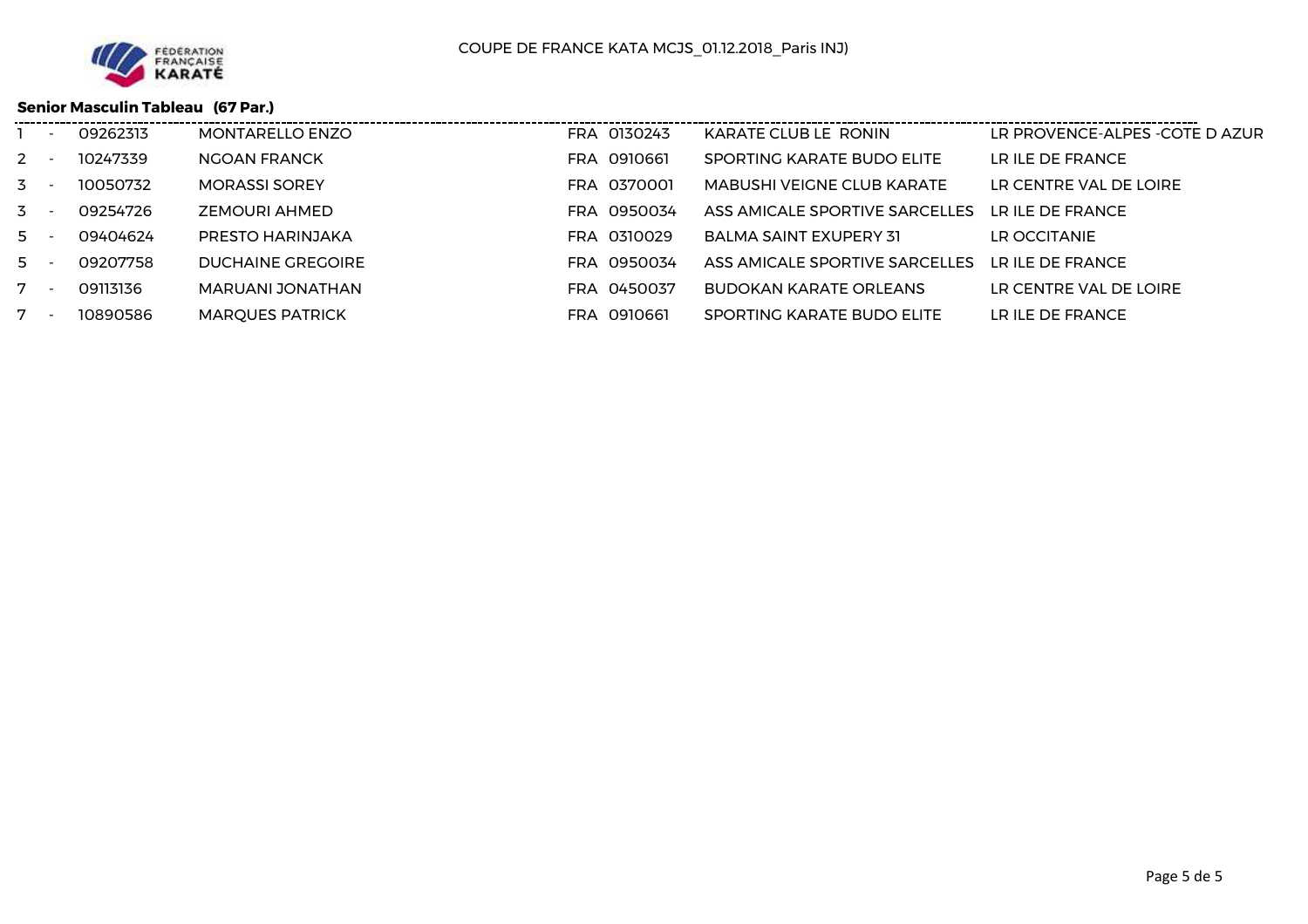COUPE DE FRANCE KATA MCJS_01.12.2018_Paris INJ)

**Senior Masculin Tableau (67 Par.)**

| | | | | | | | |
|---|---|---|---|---|---|---|---|
| 1 | - | 09262313 | MONTARELLO ENZO | FRA | 0130243 | KARATE CLUB LE RONIN | LR PROVENCE-ALPES -COTE D AZUR |
| 2 | - | 10247339 | NGOAN FRANCK | FRA | 0910661 | SPORTING KARATE BUDO ELITE | LR ILE DE FRANCE |
| 3 | - | 10050732 | MORASSI SOREY | FRA | 0370001 | MABUSHI VEIGNE CLUB KARATE | LR CENTRE VAL DE LOIRE |
| 3 | - | 09254726 | ZEMOURI AHMED | FRA | 0950034 | ASS AMICALE SPORTIVE SARCELLES | LR ILE DE FRANCE |
| 5 | - | 09404624 | PRESTO HARINJAKA | FRA | 0310029 | BALMA SAINT EXUPERY 31 | LR OCCITANIE |
| 5 | - | 09207758 | DUCHAINE GREGOIRE | FRA | 0950034 | ASS AMICALE SPORTIVE SARCELLES | LR ILE DE FRANCE |
| 7 | - | 09113136 | MARUANI JONATHAN | FRA | 0450037 | BUDOKAN KARATE ORLEANS | LR CENTRE VAL DE LOIRE |
| 7 | - | 10890586 | MARQUES PATRICK | FRA | 0910661 | SPORTING KARATE BUDO ELITE | LR ILE DE FRANCE |